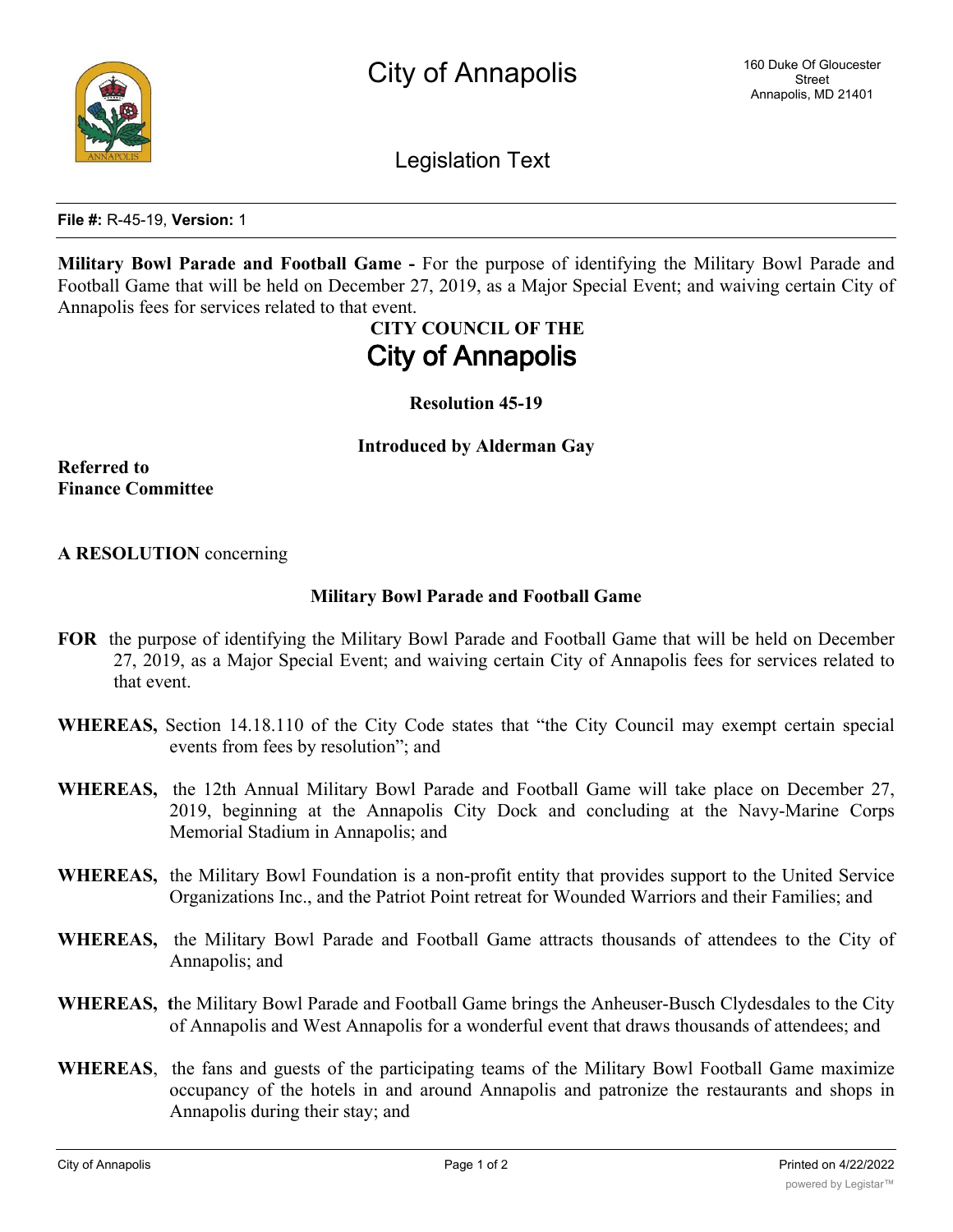File #: R-45-19, Version: 1

**Military Bowl Parade and Football Game -** For the purpose of identifying the Military Bowl Parade and Football Game that will be held on December 27, 2019, as a Major Special Event; and waiving certain City of Annapolis fees for services related to that event.

**CITY COUNCIL OF THE**

# City of Annapolis

**Resolution 45-19**

**Introduced by Alderman Gay**

**Referred to**
**Finance Committee**

**A RESOLUTION** concerning

**Military Bowl Parade and Football Game**

**FOR** the purpose of identifying the Military Bowl Parade and Football Game that will be held on December 27, 2019, as a Major Special Event; and waiving certain City of Annapolis fees for services related to that event.

**WHEREAS,** Section 14.18.110 of the City Code states that "the City Council may exempt certain special events from fees by resolution"; and

**WHEREAS,** the 12th Annual Military Bowl Parade and Football Game will take place on December 27, 2019, beginning at the Annapolis City Dock and concluding at the Navy-Marine Corps Memorial Stadium in Annapolis; and

**WHEREAS,** the Military Bowl Foundation is a non-profit entity that provides support to the United Service Organizations Inc., and the Patriot Point retreat for Wounded Warriors and their Families; and

**WHEREAS,** the Military Bowl Parade and Football Game attracts thousands of attendees to the City of Annapolis; and

**WHEREAS,** the Military Bowl Parade and Football Game brings the Anheuser-Busch Clydesdales to the City of Annapolis and West Annapolis for a wonderful event that draws thousands of attendees; and

**WHEREAS**, the fans and guests of the participating teams of the Military Bowl Football Game maximize occupancy of the hotels in and around Annapolis and patronize the restaurants and shops in Annapolis during their stay; and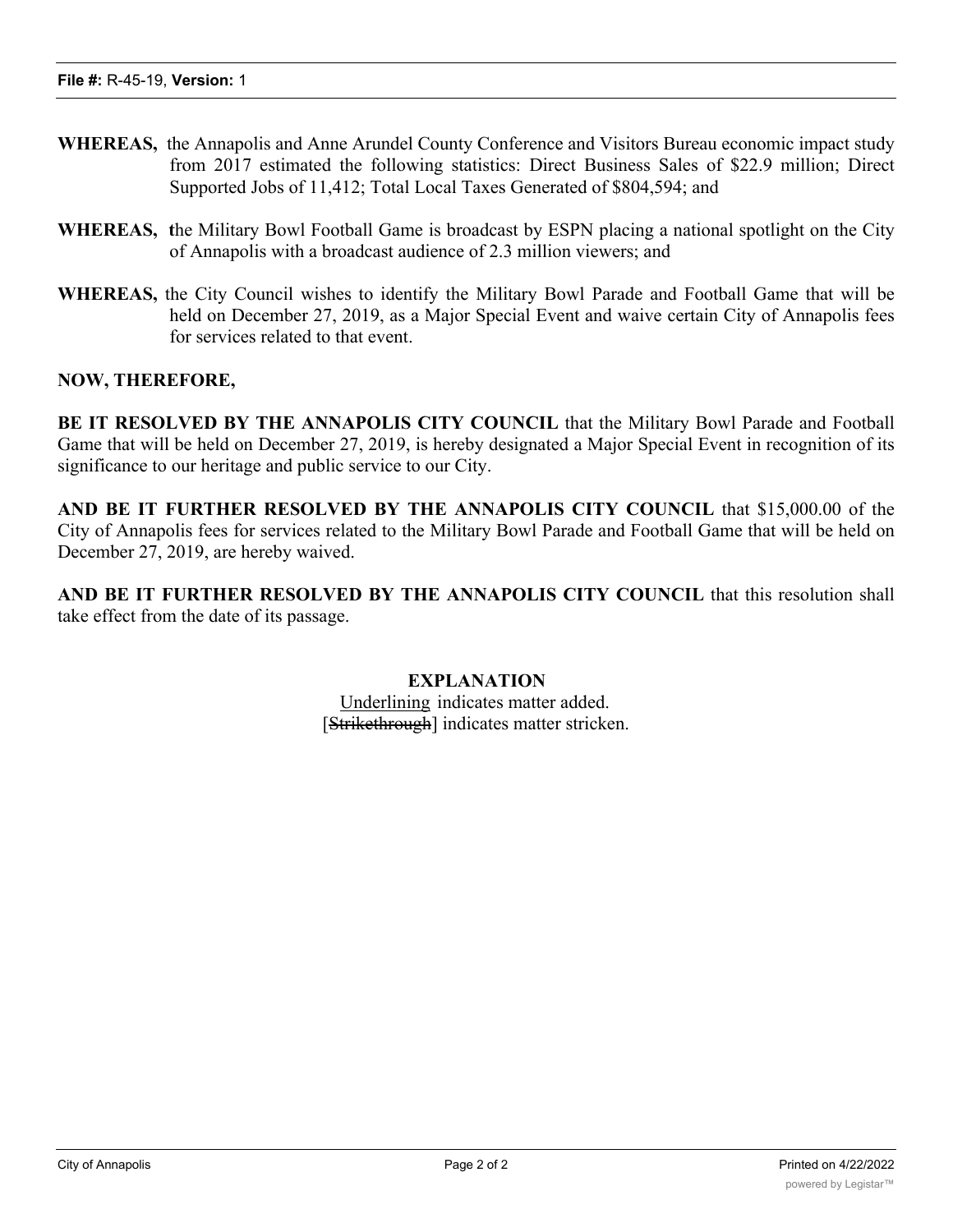**WHEREAS,** the Annapolis and Anne Arundel County Conference and Visitors Bureau economic impact study from 2017 estimated the following statistics: Direct Business Sales of $22.9 million; Direct Supported Jobs of 11,412; Total Local Taxes Generated of $804,594; and

**WHEREAS,** the Military Bowl Football Game is broadcast by ESPN placing a national spotlight on the City of Annapolis with a broadcast audience of 2.3 million viewers; and

**WHEREAS,** the City Council wishes to identify the Military Bowl Parade and Football Game that will be held on December 27, 2019, as a Major Special Event and waive certain City of Annapolis fees for services related to that event.

**NOW, THEREFORE,**

**BE IT RESOLVED BY THE ANNAPOLIS CITY COUNCIL** that the Military Bowl Parade and Football Game that will be held on December 27, 2019, is hereby designated a Major Special Event in recognition of its significance to our heritage and public service to our City.

**AND BE IT FURTHER RESOLVED BY THE ANNAPOLIS CITY COUNCIL** that $15,000.00 of the City of Annapolis fees for services related to the Military Bowl Parade and Football Game that will be held on December 27, 2019, are hereby waived.

**AND BE IT FURTHER RESOLVED BY THE ANNAPOLIS CITY COUNCIL** that this resolution shall take effect from the date of its passage.

**EXPLANATION**

Underlining indicates matter added.

[~~Strikethrough~~] indicates matter stricken.